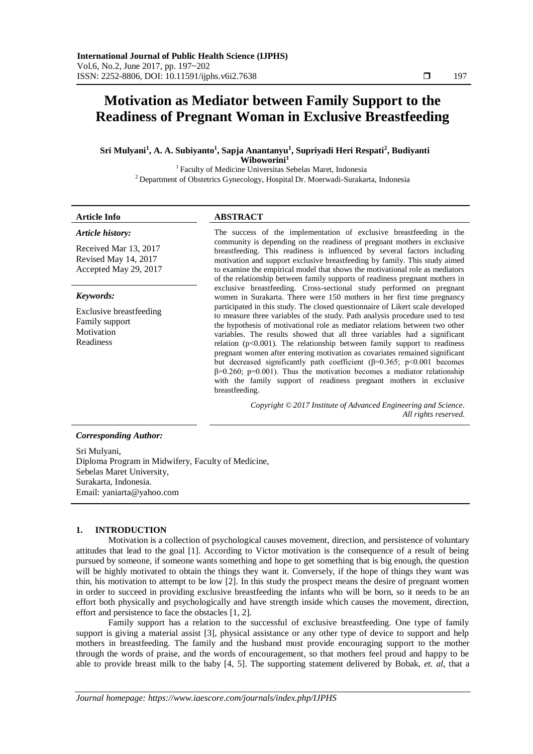# Motivation as Mediator between Family Support to the Readiness of Pregnant Woman in Exclusive Breastfeeding

**Sri Mulyani[1], A. A. Subiyanto[1], Sapja Anantanyu[1], Supriyadi Heri Respati[2], Budiyanti Wiboworini[1]**

[1] Faculty of Medicine Universitas Sebelas Maret, Indonesia
[2] Department of Obstetrics Gynecology, Hospital Dr. Moerwadi-Surakarta, Indonesia

**Article Info**

*Article history:*

Received Mar 13, 2017
Revised May 14, 2017
Accepted May 29, 2017

*Keywords:*

Exclusive breastfeeding
Family support
Motivation
Readiness

**ABSTRACT**

The success of the implementation of exclusive breastfeeding in the community is depending on the readiness of pregnant mothers in exclusive breastfeeding. This readiness is influenced by several factors including motivation and support exclusive breastfeeding by family. This study aimed to examine the empirical model that shows the motivational role as mediators of the relationship between family supports of readiness pregnant mothers in exclusive breastfeeding. Cross-sectional study performed on pregnant women in Surakarta. There were 150 mothers in her first time pregnancy participated in this study. The closed questionnaire of Likert scale developed to measure three variables of the study. Path analysis procedure used to test the hypothesis of motivational role as mediator relations between two other variables. The results showed that all three variables had a significant relation ($p<0.001$). The relationship between family support to readiness pregnant women after entering motivation as covariates remained significant but decreased significantly path coefficient ($\beta=0.365$; $p<0.001$ becomes $\beta=0.260$; $p=0.001$). Thus the motivation becomes a mediator relationship with the family support of readiness pregnant mothers in exclusive breastfeeding.

*Copyright © 2017 Institute of Advanced Engineering and Science. All rights reserved.*

***Corresponding Author:***

Sri Mulyani,
Diploma Program in Midwifery, Faculty of Medicine,
Sebelas Maret University,
Surakarta, Indonesia.
Email: yaniarta@yahoo.com

## 1. INTRODUCTION

Motivation is a collection of psychological causes movement, direction, and persistence of voluntary attitudes that lead to the goal [1]. According to Victor motivation is the consequence of a result of being pursued by someone, if someone wants something and hope to get something that is big enough, the question will be highly motivated to obtain the things they want it. Conversely, if the hope of things they want was thin, his motivation to attempt to be low [2]. In this study the prospect means the desire of pregnant women in order to succeed in providing exclusive breastfeeding the infants who will be born, so it needs to be an effort both physically and psychologically and have strength inside which causes the movement, direction, effort and persistence to face the obstacles [1, 2].

Family support has a relation to the successful of exclusive breastfeeding. One type of family support is giving a material assist [3], physical assistance or any other type of device to support and help mothers in breastfeeding. The family and the husband must provide encouraging support to the mother through the words of praise, and the words of encouragement, so that mothers feel proud and happy to be able to provide breast milk to the baby [4, 5]. The supporting statement delivered by Bobak, *et. al*, that a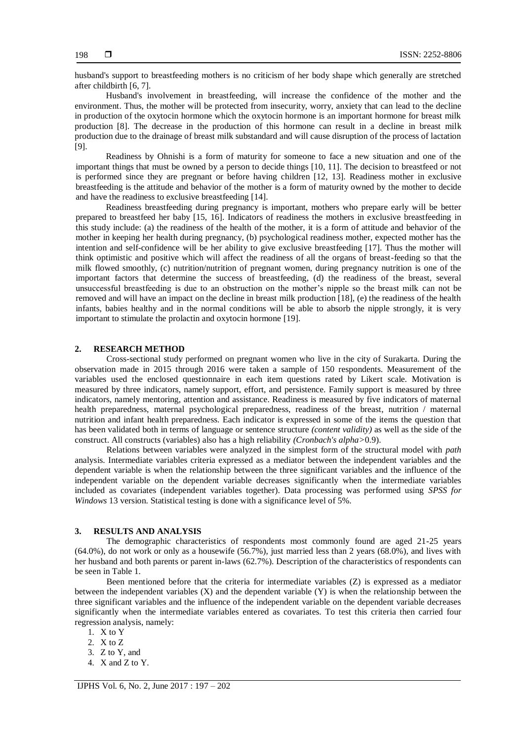husband's support to breastfeeding mothers is no criticism of her body shape which generally are stretched after childbirth [6, 7].

Husband's involvement in breastfeeding, will increase the confidence of the mother and the environment. Thus, the mother will be protected from insecurity, worry, anxiety that can lead to the decline in production of the oxytocin hormone which the oxytocin hormone is an important hormone for breast milk production [8]. The decrease in the production of this hormone can result in a decline in breast milk production due to the drainage of breast milk substandard and will cause disruption of the process of lactation [9].

Readiness by Ohnishi is a form of maturity for someone to face a new situation and one of the important things that must be owned by a person to decide things [10, 11]. The decision to breastfeed or not is performed since they are pregnant or before having children [12, 13]. Readiness mother in exclusive breastfeeding is the attitude and behavior of the mother is a form of maturity owned by the mother to decide and have the readiness to exclusive breastfeeding [14].

Readiness breastfeeding during pregnancy is important, mothers who prepare early will be better prepared to breastfeed her baby [15, 16]. Indicators of readiness the mothers in exclusive breastfeeding in this study include: (a) the readiness of the health of the mother, it is a form of attitude and behavior of the mother in keeping her health during pregnancy, (b) psychological readiness mother, expected mother has the intention and self-confidence will be her ability to give exclusive breastfeeding [17]. Thus the mother will think optimistic and positive which will affect the readiness of all the organs of breast-feeding so that the milk flowed smoothly, (c) nutrition/nutrition of pregnant women, during pregnancy nutrition is one of the important factors that determine the success of breastfeeding, (d) the readiness of the breast, several unsuccessful breastfeeding is due to an obstruction on the mother's nipple so the breast milk can not be removed and will have an impact on the decline in breast milk production [18], (e) the readiness of the health infants, babies healthy and in the normal conditions will be able to absorb the nipple strongly, it is very important to stimulate the prolactin and oxytocin hormone [19].

## 2. RESEARCH METHOD

Cross-sectional study performed on pregnant women who live in the city of Surakarta. During the observation made in 2015 through 2016 were taken a sample of 150 respondents. Measurement of the variables used the enclosed questionnaire in each item questions rated by Likert scale. Motivation is measured by three indicators, namely support, effort, and persistence. Family support is measured by three indicators, namely mentoring, attention and assistance. Readiness is measured by five indicators of maternal health preparedness, maternal psychological preparedness, readiness of the breast, nutrition / maternal nutrition and infant health preparedness. Each indicator is expressed in some of the items the question that has been validated both in terms of language or sentence structure *(content validity)* as well as the side of the construct. All constructs (variables) also has a high reliability *(Cronbach's alpha*>0.9).

Relations between variables were analyzed in the simplest form of the structural model with *path* analysis. Intermediate variables criteria expressed as a mediator between the independent variables and the dependent variable is when the relationship between the three significant variables and the influence of the independent variable on the dependent variable decreases significantly when the intermediate variables included as covariates (independent variables together). Data processing was performed using *SPSS for Windows* 13 version. Statistical testing is done with a significance level of 5%.

## 3. RESULTS AND ANALYSIS

The demographic characteristics of respondents most commonly found are aged 21-25 years (64.0%), do not work or only as a housewife (56.7%), just married less than 2 years (68.0%), and lives with her husband and both parents or parent in-laws (62.7%). Description of the characteristics of respondents can be seen in Table 1.

Been mentioned before that the criteria for intermediate variables (Z) is expressed as a mediator between the independent variables (X) and the dependent variable (Y) is when the relationship between the three significant variables and the influence of the independent variable on the dependent variable decreases significantly when the intermediate variables entered as covariates. To test this criteria then carried four regression analysis, namely:

1. X to Y
2. X to Z
3. Z to Y, and
4. X and Z to Y.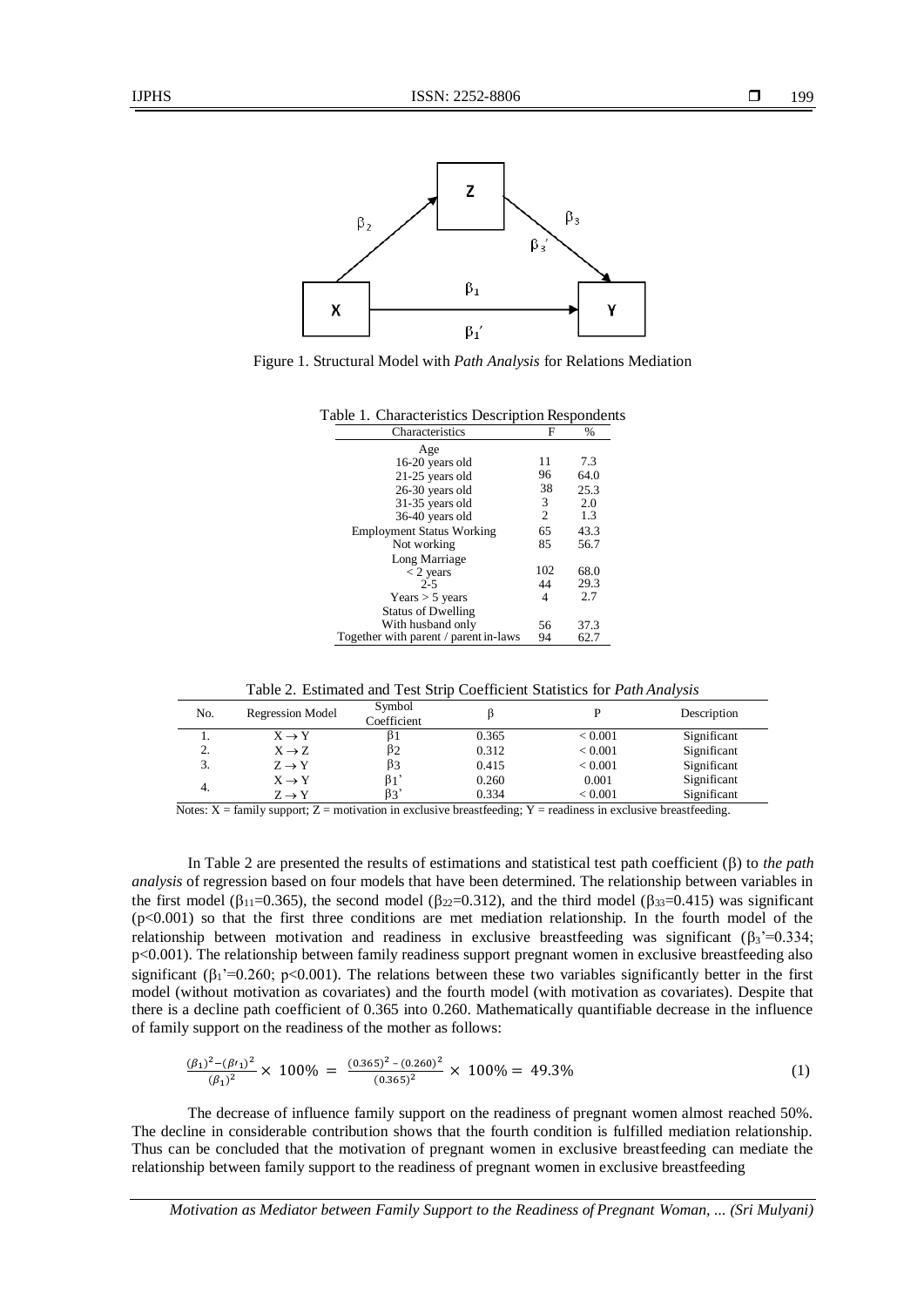Figure 1. Structural Model with *Path Analysis* for Relations Mediation

Table 1. Characteristics Description Respondents

| Characteristics | F | % |
|---|---|---|
| Age | | |
| 16-20 years old | 11 | 7.3 |
| 21-25 years old | 96 | 64.0 |
| 26-30 years old | 38 | 25.3 |
| 31-35 years old | 3 | 2.0 |
| 36-40 years old | 2 | 1.3 |
| Employment Status Working | 65 | 43.3 |
| Not working | 85 | 56.7 |
| Long Marriage | | |
| < 2 years | 102 | 68.0 |
| 2-5 | 44 | 29.3 |
| Years > 5 years | 4 | 2.7 |
| Status of Dwelling | | |
| With husband only | 56 | 37.3 |
| Together with parent / parent in-laws | 94 | 62.7 |

Table 2. Estimated and Test Strip Coefficient Statistics for *Path Analysis*

| No. | Regression Model | Symbol Coefficient | β | P | Description |
|---|---|---|---|---|---|
| 1. | X → Y | β1 | 0.365 | < 0.001 | Significant |
| 2. | X → Z | β2 | 0.312 | < 0.001 | Significant |
| 3. | Z → Y | β3 | 0.415 | < 0.001 | Significant |
| 4. | X → Y | β1' | 0.260 | 0.001 | Significant |
| | Z → Y | β3' | 0.334 | < 0.001 | Significant |

Notes: X = family support; Z = motivation in exclusive breastfeeding; Y = readiness in exclusive breastfeeding.

In Table 2 are presented the results of estimations and statistical test path coefficient (β) to *the path analysis* of regression based on four models that have been determined. The relationship between variables in the first model ($\beta_{11}$=0.365), the second model ($\beta_{22}$=0.312), and the third model ($\beta_{33}$=0.415) was significant ($p<0.001$) so that the first three conditions are met mediation relationship. In the fourth model of the relationship between motivation and readiness in exclusive breastfeeding was significant ($\beta_3$'=0.334; $p<0.001$). The relationship between family readiness support pregnant women in exclusive breastfeeding also significant ($\beta_1$'=0.260; $p<0.001$). The relations between these two variables significantly better in the first model (without motivation as covariates) and the fourth model (with motivation as covariates). Despite that there is a decline path coefficient of 0.365 into 0.260. Mathematically quantifiable decrease in the influence of family support on the readiness of the mother as follows:

$$\frac{(\beta_1)^2-(\beta\prime_1)^2}{(\beta_1)^2} \times 100\% = \frac{(0.365)^2-(0.260)^2}{(0.365)^2} \times 100\% = 49.3\% \quad (1)$$

The decrease of influence family support on the readiness of pregnant women almost reached 50%. The decline in considerable contribution shows that the fourth condition is fulfilled mediation relationship. Thus can be concluded that the motivation of pregnant women in exclusive breastfeeding can mediate the relationship between family support to the readiness of pregnant women in exclusive breastfeeding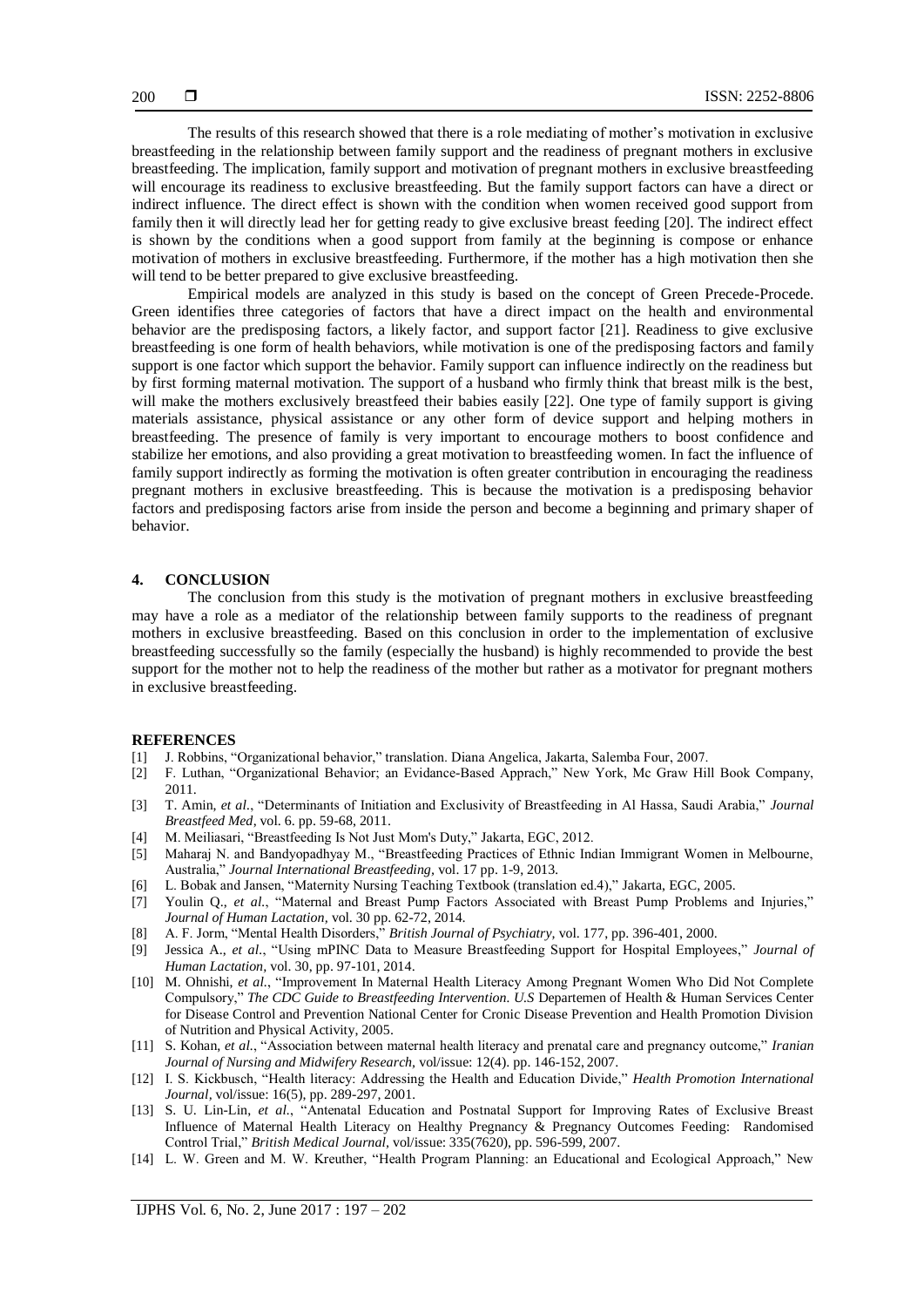The results of this research showed that there is a role mediating of mother's motivation in exclusive breastfeeding in the relationship between family support and the readiness of pregnant mothers in exclusive breastfeeding. The implication, family support and motivation of pregnant mothers in exclusive breastfeeding will encourage its readiness to exclusive breastfeeding. But the family support factors can have a direct or indirect influence. The direct effect is shown with the condition when women received good support from family then it will directly lead her for getting ready to give exclusive breast feeding [20]. The indirect effect is shown by the conditions when a good support from family at the beginning is compose or enhance motivation of mothers in exclusive breastfeeding. Furthermore, if the mother has a high motivation then she will tend to be better prepared to give exclusive breastfeeding.

Empirical models are analyzed in this study is based on the concept of Green Precede-Procede. Green identifies three categories of factors that have a direct impact on the health and environmental behavior are the predisposing factors, a likely factor, and support factor [21]. Readiness to give exclusive breastfeeding is one form of health behaviors, while motivation is one of the predisposing factors and family support is one factor which support the behavior. Family support can influence indirectly on the readiness but by first forming maternal motivation. The support of a husband who firmly think that breast milk is the best, will make the mothers exclusively breastfeed their babies easily [22]. One type of family support is giving materials assistance, physical assistance or any other form of device support and helping mothers in breastfeeding. The presence of family is very important to encourage mothers to boost confidence and stabilize her emotions, and also providing a great motivation to breastfeeding women. In fact the influence of family support indirectly as forming the motivation is often greater contribution in encouraging the readiness pregnant mothers in exclusive breastfeeding. This is because the motivation is a predisposing behavior factors and predisposing factors arise from inside the person and become a beginning and primary shaper of behavior.

## 4. CONCLUSION

The conclusion from this study is the motivation of pregnant mothers in exclusive breastfeeding may have a role as a mediator of the relationship between family supports to the readiness of pregnant mothers in exclusive breastfeeding. Based on this conclusion in order to the implementation of exclusive breastfeeding successfully so the family (especially the husband) is highly recommended to provide the best support for the mother not to help the readiness of the mother but rather as a motivator for pregnant mothers in exclusive breastfeeding.

## REFERENCES

[1] J. Robbins, "Organizational behavior," translation. Diana Angelica, Jakarta, Salemba Four, 2007.

[2] F. Luthan, "Organizational Behavior; an Evidance-Based Apprach," New York, Mc Graw Hill Book Company, 2011.

[3] T. Amin, *et al.*, "Determinants of Initiation and Exclusivity of Breastfeeding in Al Hassa, Saudi Arabia," *Journal Breastfeed Med*, vol. 6. pp. 59-68, 2011.

[4] M. Meiliasari, "Breastfeeding Is Not Just Mom's Duty," Jakarta, EGC, 2012.

[5] Maharaj N. and Bandyopadhyay M., "Breastfeeding Practices of Ethnic Indian Immigrant Women in Melbourne, Australia," *Journal International Breastfeeding*, vol. 17 pp. 1-9, 2013.

[6] L. Bobak and Jansen, "Maternity Nursing Teaching Textbook (translation ed.4)," Jakarta, EGC, 2005.

[7] Youlin Q., *et al.*, "Maternal and Breast Pump Factors Associated with Breast Pump Problems and Injuries," *Journal of Human Lactation*, vol. 30 pp. 62-72, 2014.

[8] A. F. Jorm, "Mental Health Disorders," *British Journal of Psychiatry*, vol. 177, pp. 396-401, 2000.

[9] Jessica A., *et al.*, "Using mPINC Data to Measure Breastfeeding Support for Hospital Employees," *Journal of Human Lactation*, vol. 30, pp. 97-101, 2014.

[10] M. Ohnishi, *et al.*, "Improvement In Maternal Health Literacy Among Pregnant Women Who Did Not Complete Compulsory," *The CDC Guide to Breastfeeding Intervention. U.S* Departemen of Health & Human Services Center for Disease Control and Prevention National Center for Cronic Disease Prevention and Health Promotion Division of Nutrition and Physical Activity, 2005.

[11] S. Kohan, *et al.*, "Association between maternal health literacy and prenatal care and pregnancy outcome," *Iranian Journal of Nursing and Midwifery Research*, vol/issue: 12(4). pp. 146-152, 2007.

[12] I. S. Kickbusch, "Health literacy: Addressing the Health and Education Divide," *Health Promotion International Journal*, vol/issue: 16(5), pp. 289-297, 2001.

[13] S. U. Lin-Lin, *et al.*, "Antenatal Education and Postnatal Support for Improving Rates of Exclusive Breast Influence of Maternal Health Literacy on Healthy Pregnancy & Pregnancy Outcomes Feeding: Randomised Control Trial," *British Medical Journal*, vol/issue: 335(7620), pp. 596-599, 2007.

[14] L. W. Green and M. W. Kreuther, "Health Program Planning: an Educational and Ecological Approach," New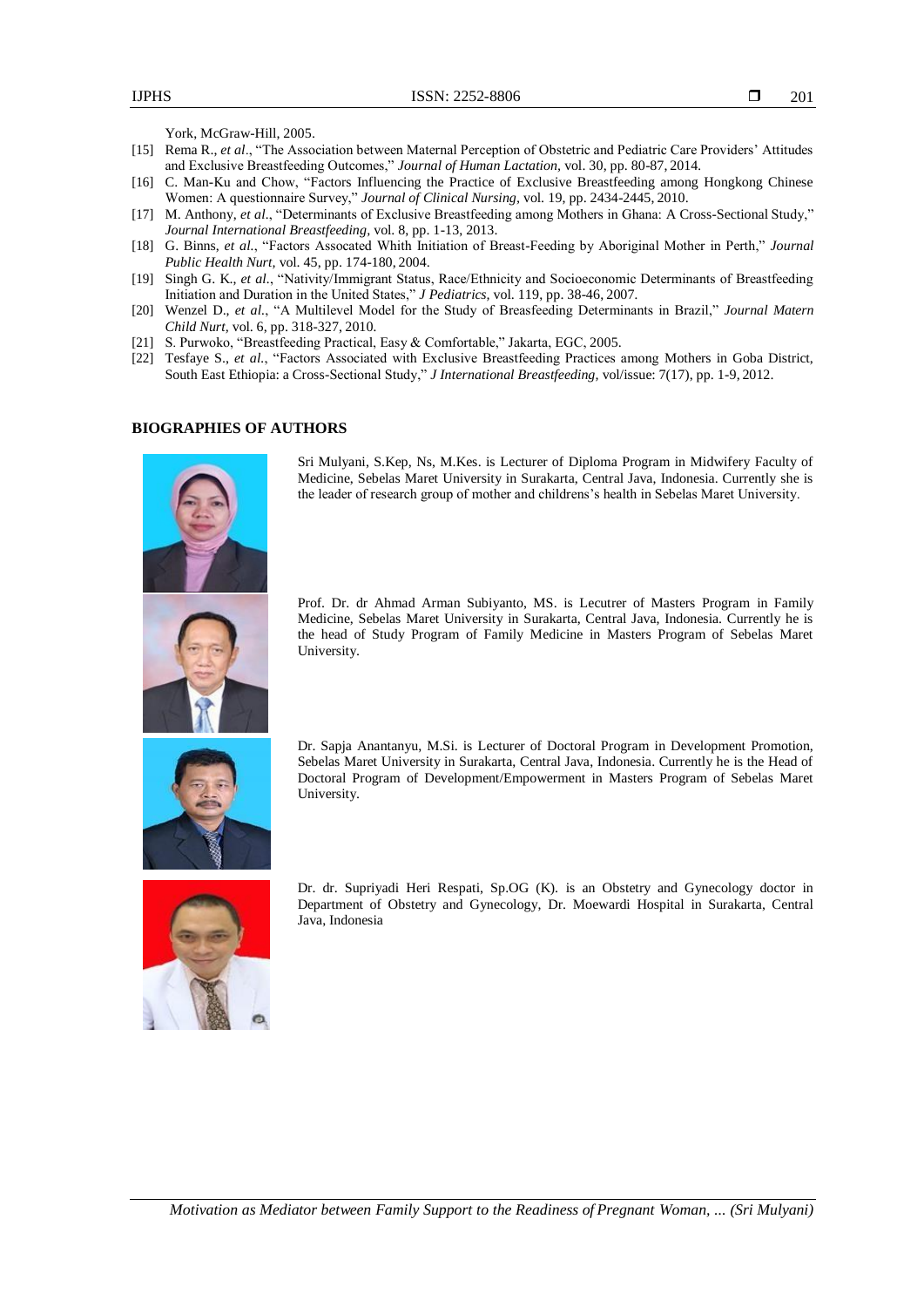York, McGraw-Hill, 2005.

[15] Rema R., *et al*., "The Association between Maternal Perception of Obstetric and Pediatric Care Providers' Attitudes and Exclusive Breastfeeding Outcomes," *Journal of Human Lactation*, vol. 30, pp. 80-87, 2014.

[16] C. Man-Ku and Chow, "Factors Influencing the Practice of Exclusive Breastfeeding among Hongkong Chinese Women: A questionnaire Survey," *Journal of Clinical Nursing*, vol. 19, pp. 2434-2445, 2010.

[17] M. Anthony, *et al*., "Determinants of Exclusive Breastfeeding among Mothers in Ghana: A Cross-Sectional Study," *Journal International Breastfeeding*, vol. 8, pp. 1-13, 2013.

[18] G. Binns, *et al*., "Factors Assocated Whith Initiation of Breast-Feeding by Aboriginal Mother in Perth," *Journal Public Health Nurt*, vol. 45, pp. 174-180, 2004.

[19] Singh G. K., *et al*., "Nativity/Immigrant Status, Race/Ethnicity and Socioeconomic Determinants of Breastfeeding Initiation and Duration in the United States," *J Pediatrics*, vol. 119, pp. 38-46, 2007.

[20] Wenzel D., *et al*., "A Multilevel Model for the Study of Breasfeeding Determinants in Brazil," *Journal Matern Child Nurt*, vol. 6, pp. 318-327, 2010.

[21] S. Purwoko, "Breastfeeding Practical, Easy & Comfortable," Jakarta, EGC, 2005.

[22] Tesfaye S., *et al*., "Factors Associated with Exclusive Breastfeeding Practices among Mothers in Goba District, South East Ethiopia: a Cross-Sectional Study," *J International Breastfeeding*, vol/issue: 7(17), pp. 1-9, 2012.

## BIOGRAPHIES OF AUTHORS

Sri Mulyani, S.Kep, Ns, M.Kes. is Lecturer of Diploma Program in Midwifery Faculty of Medicine, Sebelas Maret University in Surakarta, Central Java, Indonesia. Currently she is the leader of research group of mother and childrens's health in Sebelas Maret University.

Prof. Dr. dr Ahmad Arman Subiyanto, MS. is Lecutrer of Masters Program in Family Medicine, Sebelas Maret University in Surakarta, Central Java, Indonesia. Currently he is the head of Study Program of Family Medicine in Masters Program of Sebelas Maret University.

Dr. Sapja Anantanyu, M.Si. is Lecturer of Doctoral Program in Development Promotion, Sebelas Maret University in Surakarta, Central Java, Indonesia. Currently he is the Head of Doctoral Program of Development/Empowerment in Masters Program of Sebelas Maret University.

Dr. dr. Supriyadi Heri Respati, Sp.OG (K). is an Obstetry and Gynecology doctor in Department of Obstetry and Gynecology, Dr. Moewardi Hospital in Surakarta, Central Java, Indonesia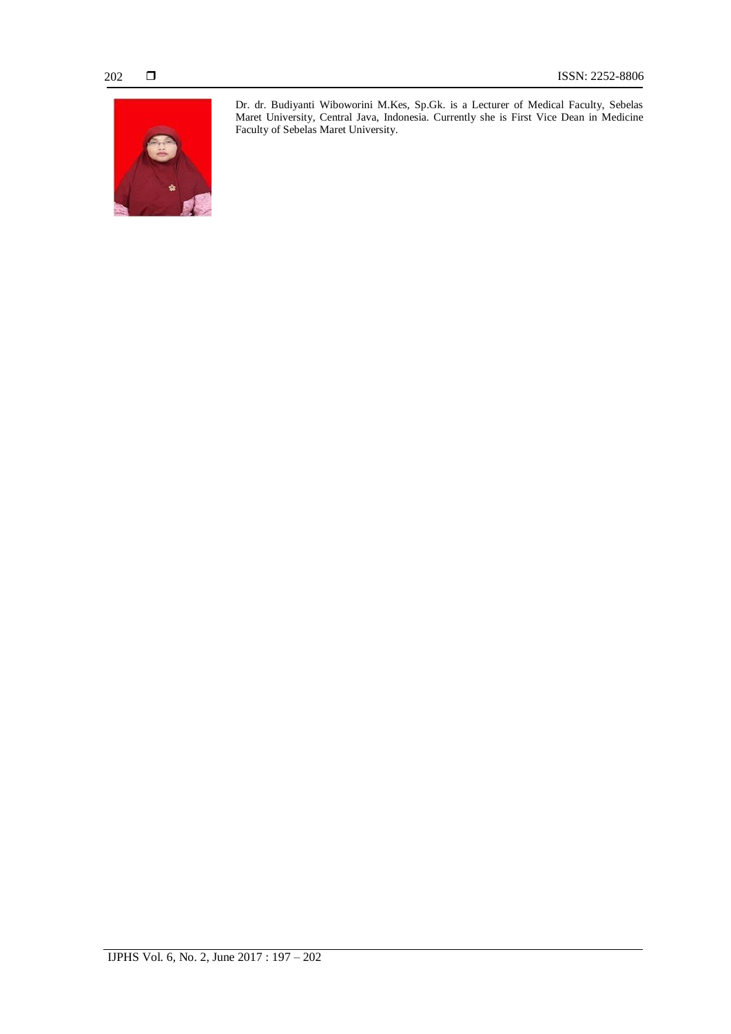Dr. dr. Budiyanti Wiboworini M.Kes, Sp.Gk. is a Lecturer of Medical Faculty, Sebelas Maret University, Central Java, Indonesia. Currently she is First Vice Dean in Medicine Faculty of Sebelas Maret University.